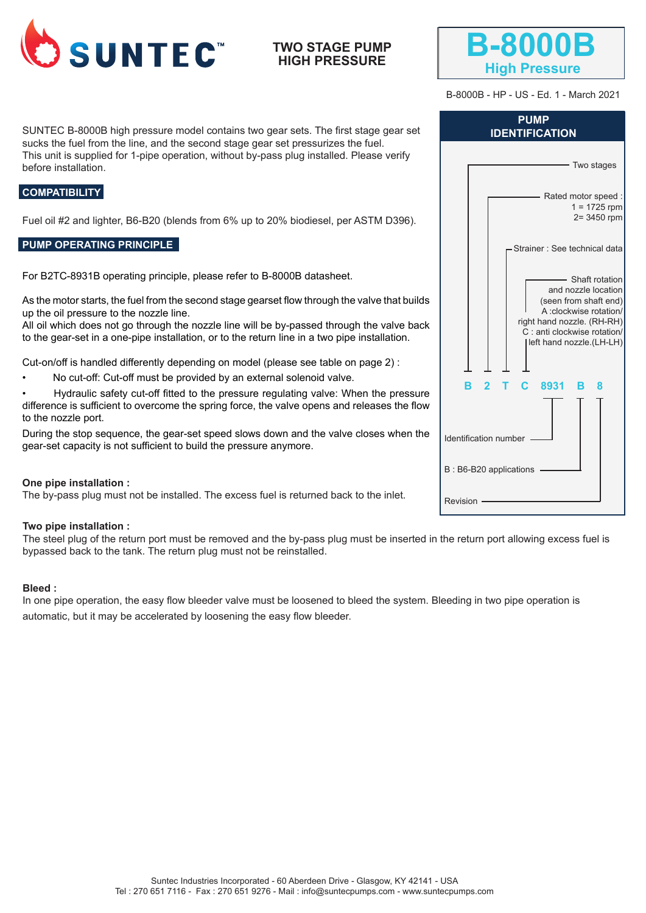# SUNTEC

## TWO STAGE PUMP HIGH PRESSURE

# B-8000B
## High Pressure

B-8000B - HP - US - Ed. 1 - March 2021

SUNTEC B-8000B high pressure model contains two gear sets. The first stage gear set sucks the fuel from the line, and the second stage gear set pressurizes the fuel.
This unit is supplied for 1-pipe operation, without by-pass plug installed. Please verify before installation.

## COMPATIBILITY

Fuel oil #2 and lighter, B6-B20 (blends from 6% up to 20% biodiesel, per ASTM D396).

## PUMP OPERATING PRINCIPLE

For B2TC-8931B operating principle, please refer to B-8000B datasheet.

As the motor starts, the fuel from the second stage gearset flow through the valve that builds up the oil pressure to the nozzle line.
All oil which does not go through the nozzle line will be by-passed through the valve back to the gear-set in a one-pipe installation, or to the return line in a two pipe installation.

Cut-on/off is handled differently depending on model (please see table on page 2) :

- No cut-off: Cut-off must be provided by an external solenoid valve.
- Hydraulic safety cut-off fitted to the pressure regulating valve: When the pressure difference is sufficient to overcome the spring force, the valve opens and releases the flow to the nozzle port.

During the stop sequence, the gear-set speed slows down and the valve closes when the gear-set capacity is not sufficient to build the pressure anymore.

**One pipe installation :**
The by-pass plug must not be installed. The excess fuel is returned back to the inlet.

**Two pipe installation :**
The steel plug of the return port must be removed and the by-pass plug must be inserted in the return port allowing excess fuel is bypassed back to the tank. The return plug must not be reinstalled.

**Bleed :**
In one pipe operation, the easy flow bleeder valve must be loosened to bleed the system. Bleeding in two pipe operation is automatic, but it may be accelerated by loosening the easy flow bleeder.

## PUMP IDENTIFICATION

**B 2 T C 8931 B 8**

- B : Two stages
- 2 : Rated motor speed : 1 = 1725 rpm, 2= 3450 rpm
- T : Strainer : See technical data
- C : Shaft rotation and nozzle location (seen from shaft end): A :clockwise rotation/ right hand nozzle. (RH-RH); C : anti clockwise rotation/ left hand nozzle.(LH-LH)
- 8931 : Identification number
- B : B6-B20 applications
- 8 : Revision

Suntec Industries Incorporated - 60 Aberdeen Drive - Glasgow, KY 42141 - USA
Tel : 270 651 7116 - Fax : 270 651 9276 - Mail : info@suntecpumps.com - www.suntecpumps.com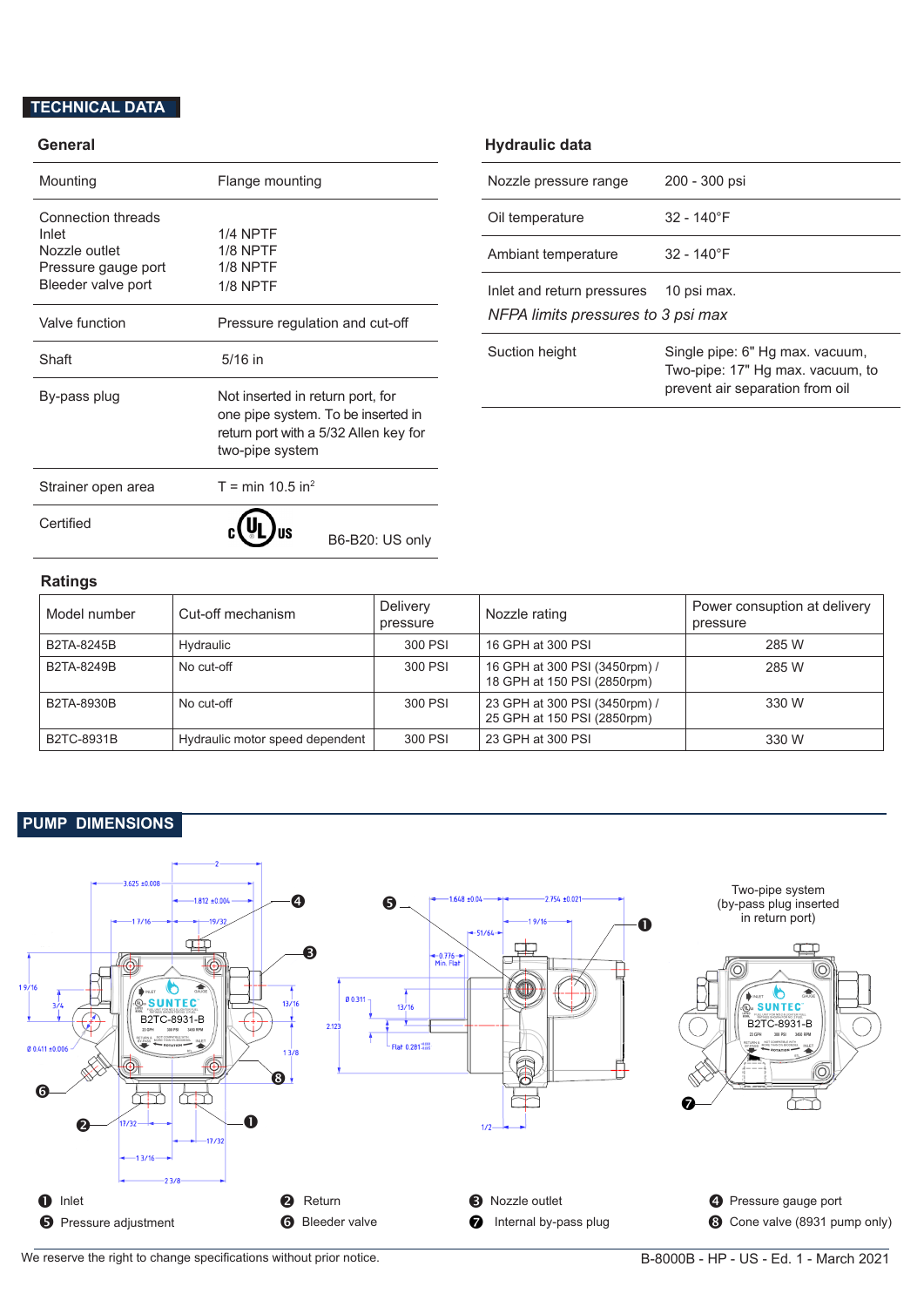# TECHNICAL DATA

## General

| | |
|---|---|
| Mounting | Flange mounting |
| Connection threads<br>Inlet<br>Nozzle outlet<br>Pressure gauge port<br>Bleeder valve port | <br>1/4 NPTF<br>1/8 NPTF<br>1/8 NPTF<br>1/8 NPTF |
| Valve function | Pressure regulation and cut-off |
| Shaft | 5/16 in |
| By-pass plug | Not inserted in return port, for one pipe system. To be inserted in return port with a 5/32 Allen key for two-pipe system |
| Strainer open area | T = min 10.5 in$^2$ |
| Certified | c UL us B6-B20: US only |

## Hydraulic data

| | |
|---|---|
| Nozzle pressure range | 200 - 300 psi |
| Oil temperature | 32 - 140°F |
| Ambiant temperature | 32 - 140°F |
| Inlet and return pressures<br>*NFPA limits pressures to 3 psi max* | 10 psi max. |
| Suction height | Single pipe: 6" Hg max. vacuum,<br>Two-pipe: 17" Hg max. vacuum, to prevent air separation from oil |

## Ratings

| Model number | Cut-off mechanism | Delivery pressure | Nozzle rating | Power consuption at delivery pressure |
|---|---|---|---|---|
| B2TA-8245B | Hydraulic | 300 PSI | 16 GPH at 300 PSI | 285 W |
| B2TA-8249B | No cut-off | 300 PSI | 16 GPH at 300 PSI (3450rpm) / 18 GPH at 150 PSI (2850rpm) | 285 W |
| B2TA-8930B | No cut-off | 300 PSI | 23 GPH at 300 PSI (3450rpm) / 25 GPH at 150 PSI (2850rpm) | 330 W |
| B2TC-8931B | Hydraulic motor speed dependent | 300 PSI | 23 GPH at 300 PSI | 330 W |

# PUMP DIMENSIONS

Two-pipe system
(by-pass plug inserted in return port)

1. Inlet
2. Return
3. Nozzle outlet
4. Pressure gauge port
5. Pressure adjustment
6. Bleeder valve
7. Internal by-pass plug
8. Cone valve (8931 pump only)

We reserve the right to change specifications without prior notice.

B-8000B - HP - US - Ed. 1 - March 2021